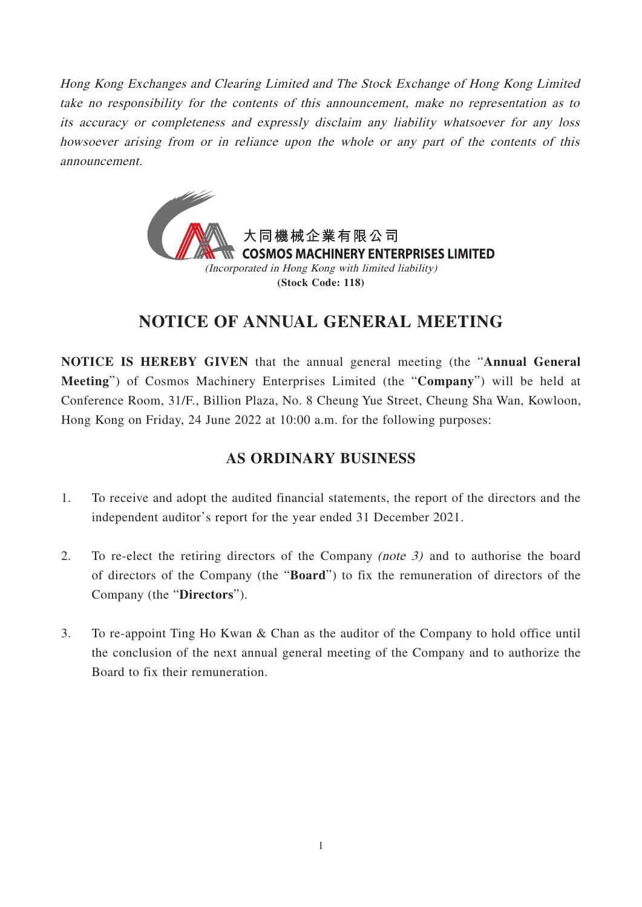*Hong Kong Exchanges and Clearing Limited and The Stock Exchange of Hong Kong Limited take no responsibility for the contents of this announcement, make no representation as to its accuracy or completeness and expressly disclaim any liability whatsoever for any loss howsoever arising from or in reliance upon the whole or any part of the contents of this announcement.*

**大同機械企業有限公司**
**COSMOS MACHINERY ENTERPRISES LIMITED**
*(Incorporated in Hong Kong with limited liability)*
**(Stock Code: 118)**

# NOTICE OF ANNUAL GENERAL MEETING

**NOTICE IS HEREBY GIVEN** that the annual general meeting (the "**Annual General Meeting**") of Cosmos Machinery Enterprises Limited (the "**Company**") will be held at Conference Room, 31/F., Billion Plaza, No. 8 Cheung Yue Street, Cheung Sha Wan, Kowloon, Hong Kong on Friday, 24 June 2022 at 10:00 a.m. for the following purposes:

## AS ORDINARY BUSINESS

1. To receive and adopt the audited financial statements, the report of the directors and the independent auditor's report for the year ended 31 December 2021.

2. To re-elect the retiring directors of the Company *(note 3)* and to authorise the board of directors of the Company (the "**Board**") to fix the remuneration of directors of the Company (the "**Directors**").

3. To re-appoint Ting Ho Kwan & Chan as the auditor of the Company to hold office until the conclusion of the next annual general meeting of the Company and to authorize the Board to fix their remuneration.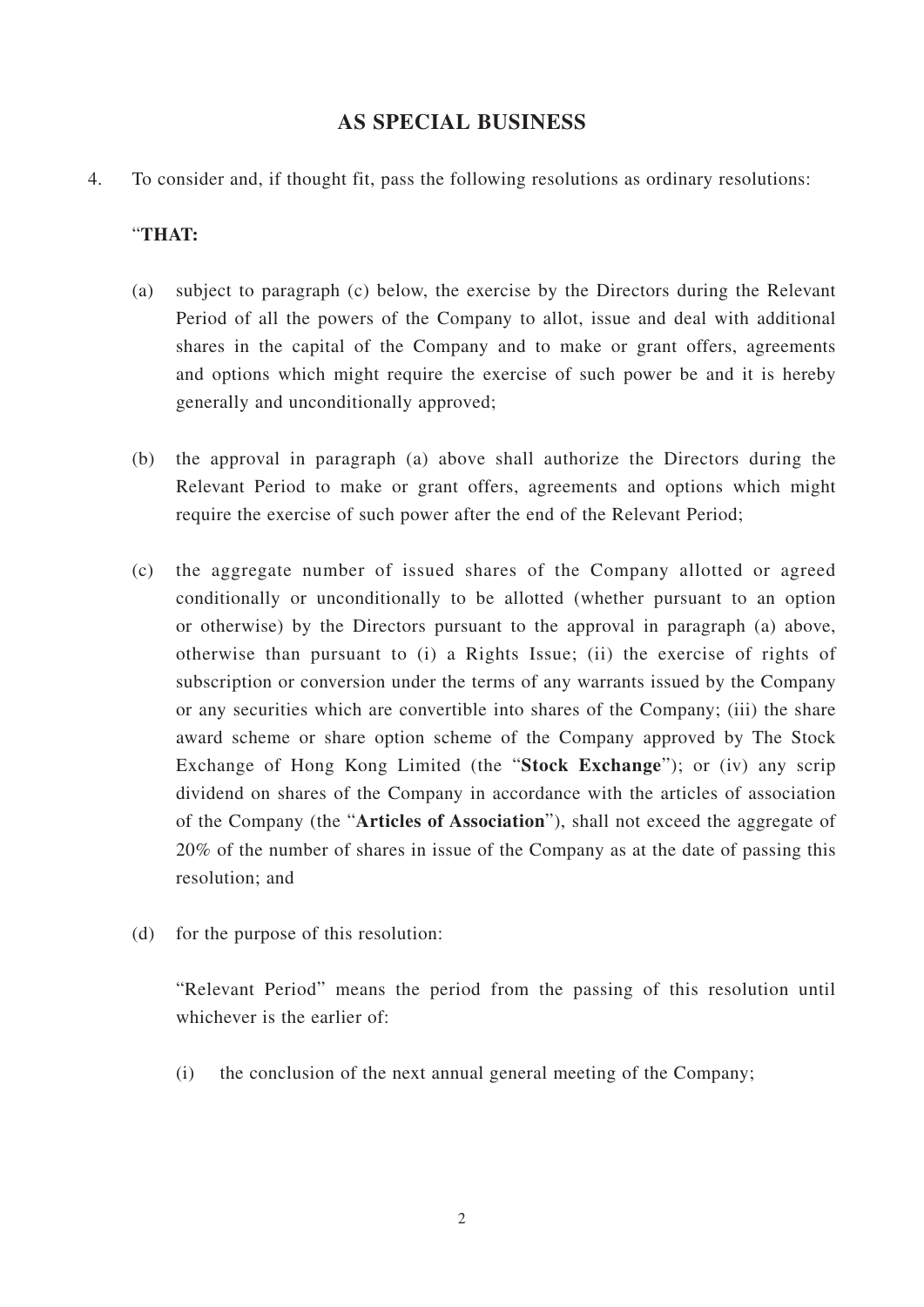## AS SPECIAL BUSINESS

4. To consider and, if thought fit, pass the following resolutions as ordinary resolutions:

   "**THAT:**

   (a) subject to paragraph (c) below, the exercise by the Directors during the Relevant Period of all the powers of the Company to allot, issue and deal with additional shares in the capital of the Company and to make or grant offers, agreements and options which might require the exercise of such power be and it is hereby generally and unconditionally approved;

   (b) the approval in paragraph (a) above shall authorize the Directors during the Relevant Period to make or grant offers, agreements and options which might require the exercise of such power after the end of the Relevant Period;

   (c) the aggregate number of issued shares of the Company allotted or agreed conditionally or unconditionally to be allotted (whether pursuant to an option or otherwise) by the Directors pursuant to the approval in paragraph (a) above, otherwise than pursuant to (i) a Rights Issue; (ii) the exercise of rights of subscription or conversion under the terms of any warrants issued by the Company or any securities which are convertible into shares of the Company; (iii) the share award scheme or share option scheme of the Company approved by The Stock Exchange of Hong Kong Limited (the "**Stock Exchange**"); or (iv) any scrip dividend on shares of the Company in accordance with the articles of association of the Company (the "**Articles of Association**"), shall not exceed the aggregate of 20% of the number of shares in issue of the Company as at the date of passing this resolution; and

   (d) for the purpose of this resolution:

   "Relevant Period" means the period from the passing of this resolution until whichever is the earlier of:

   (i) the conclusion of the next annual general meeting of the Company;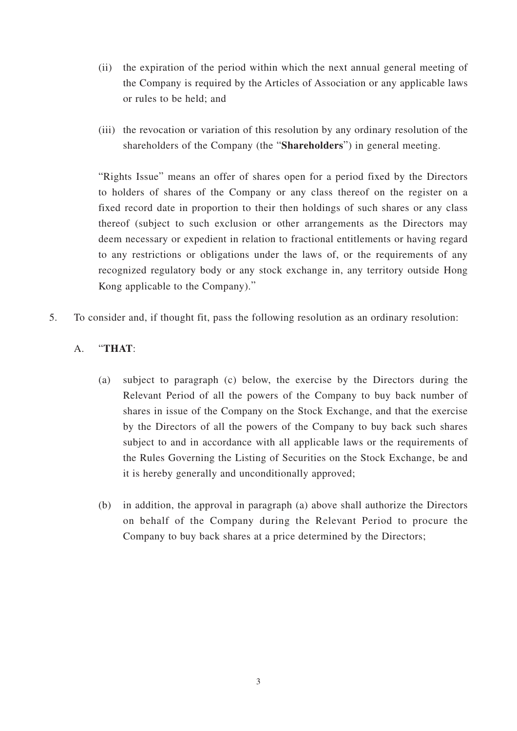(ii) the expiration of the period within which the next annual general meeting of the Company is required by the Articles of Association or any applicable laws or rules to be held; and

(iii) the revocation or variation of this resolution by any ordinary resolution of the shareholders of the Company (the "**Shareholders**") in general meeting.

"Rights Issue" means an offer of shares open for a period fixed by the Directors to holders of shares of the Company or any class thereof on the register on a fixed record date in proportion to their then holdings of such shares or any class thereof (subject to such exclusion or other arrangements as the Directors may deem necessary or expedient in relation to fractional entitlements or having regard to any restrictions or obligations under the laws of, or the requirements of any recognized regulatory body or any stock exchange in, any territory outside Hong Kong applicable to the Company)."

5. To consider and, if thought fit, pass the following resolution as an ordinary resolution:

A. "**THAT**:

(a) subject to paragraph (c) below, the exercise by the Directors during the Relevant Period of all the powers of the Company to buy back number of shares in issue of the Company on the Stock Exchange, and that the exercise by the Directors of all the powers of the Company to buy back such shares subject to and in accordance with all applicable laws or the requirements of the Rules Governing the Listing of Securities on the Stock Exchange, be and it is hereby generally and unconditionally approved;

(b) in addition, the approval in paragraph (a) above shall authorize the Directors on behalf of the Company during the Relevant Period to procure the Company to buy back shares at a price determined by the Directors;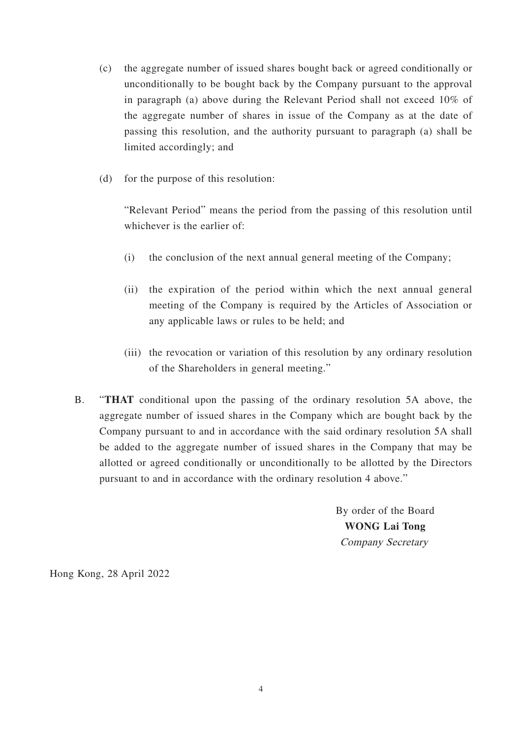(c) the aggregate number of issued shares bought back or agreed conditionally or unconditionally to be bought back by the Company pursuant to the approval in paragraph (a) above during the Relevant Period shall not exceed 10% of the aggregate number of shares in issue of the Company as at the date of passing this resolution, and the authority pursuant to paragraph (a) shall be limited accordingly; and

(d) for the purpose of this resolution:

"Relevant Period" means the period from the passing of this resolution until whichever is the earlier of:

(i) the conclusion of the next annual general meeting of the Company;

(ii) the expiration of the period within which the next annual general meeting of the Company is required by the Articles of Association or any applicable laws or rules to be held; and

(iii) the revocation or variation of this resolution by any ordinary resolution of the Shareholders in general meeting."

B. "**THAT** conditional upon the passing of the ordinary resolution 5A above, the aggregate number of issued shares in the Company which are bought back by the Company pursuant to and in accordance with the said ordinary resolution 5A shall be added to the aggregate number of issued shares in the Company that may be allotted or agreed conditionally or unconditionally to be allotted by the Directors pursuant to and in accordance with the ordinary resolution 4 above."

By order of the Board
**WONG Lai Tong**
*Company Secretary*

Hong Kong, 28 April 2022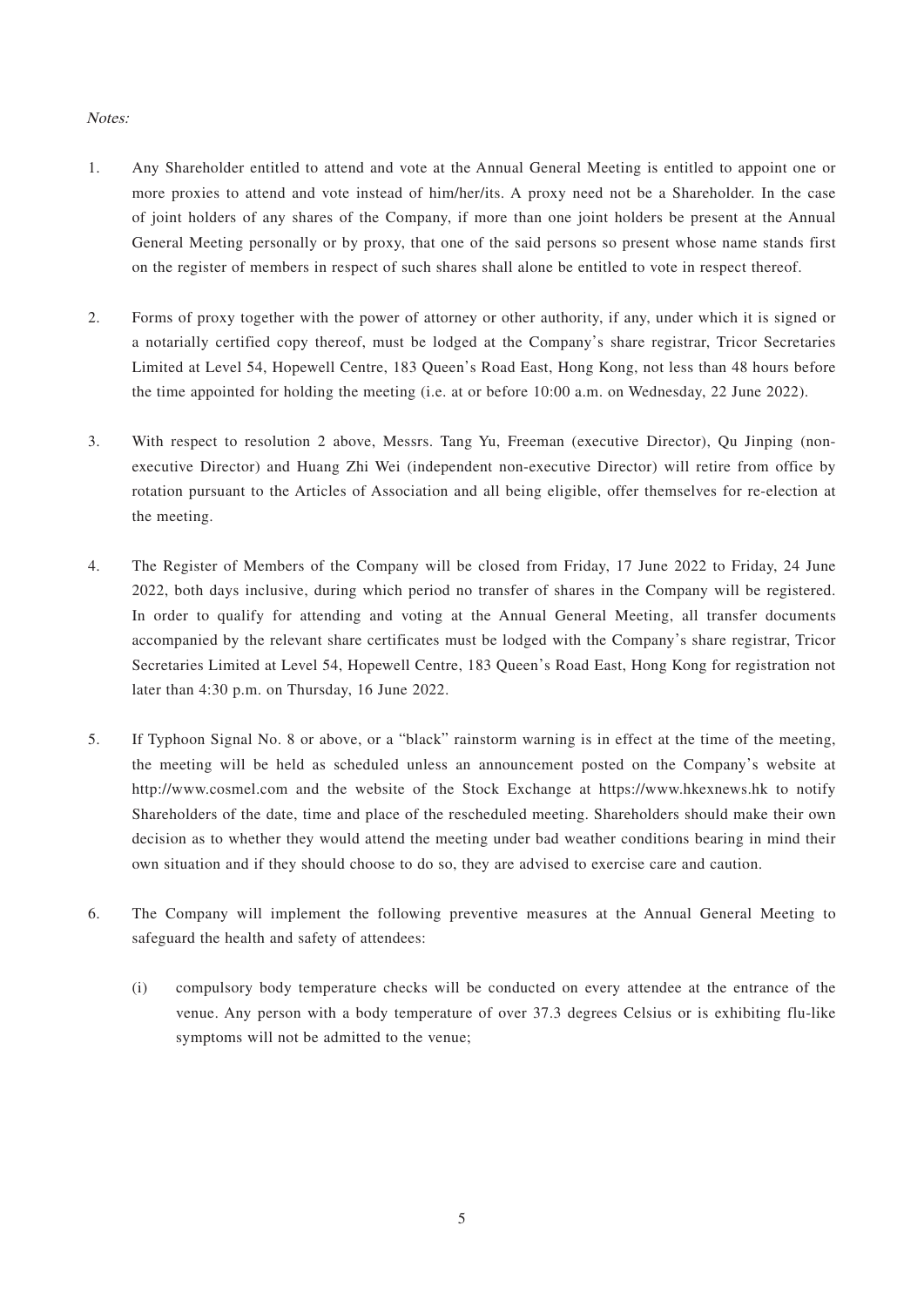*Notes:*

1. Any Shareholder entitled to attend and vote at the Annual General Meeting is entitled to appoint one or more proxies to attend and vote instead of him/her/its. A proxy need not be a Shareholder. In the case of joint holders of any shares of the Company, if more than one joint holders be present at the Annual General Meeting personally or by proxy, that one of the said persons so present whose name stands first on the register of members in respect of such shares shall alone be entitled to vote in respect thereof.

2. Forms of proxy together with the power of attorney or other authority, if any, under which it is signed or a notarially certified copy thereof, must be lodged at the Company's share registrar, Tricor Secretaries Limited at Level 54, Hopewell Centre, 183 Queen's Road East, Hong Kong, not less than 48 hours before the time appointed for holding the meeting (i.e. at or before 10:00 a.m. on Wednesday, 22 June 2022).

3. With respect to resolution 2 above, Messrs. Tang Yu, Freeman (executive Director), Qu Jinping (non-executive Director) and Huang Zhi Wei (independent non-executive Director) will retire from office by rotation pursuant to the Articles of Association and all being eligible, offer themselves for re-election at the meeting.

4. The Register of Members of the Company will be closed from Friday, 17 June 2022 to Friday, 24 June 2022, both days inclusive, during which period no transfer of shares in the Company will be registered. In order to qualify for attending and voting at the Annual General Meeting, all transfer documents accompanied by the relevant share certificates must be lodged with the Company's share registrar, Tricor Secretaries Limited at Level 54, Hopewell Centre, 183 Queen's Road East, Hong Kong for registration not later than 4:30 p.m. on Thursday, 16 June 2022.

5. If Typhoon Signal No. 8 or above, or a "black" rainstorm warning is in effect at the time of the meeting, the meeting will be held as scheduled unless an announcement posted on the Company's website at http://www.cosmel.com and the website of the Stock Exchange at https://www.hkexnews.hk to notify Shareholders of the date, time and place of the rescheduled meeting. Shareholders should make their own decision as to whether they would attend the meeting under bad weather conditions bearing in mind their own situation and if they should choose to do so, they are advised to exercise care and caution.

6. The Company will implement the following preventive measures at the Annual General Meeting to safeguard the health and safety of attendees:

   (i) compulsory body temperature checks will be conducted on every attendee at the entrance of the venue. Any person with a body temperature of over 37.3 degrees Celsius or is exhibiting flu-like symptoms will not be admitted to the venue;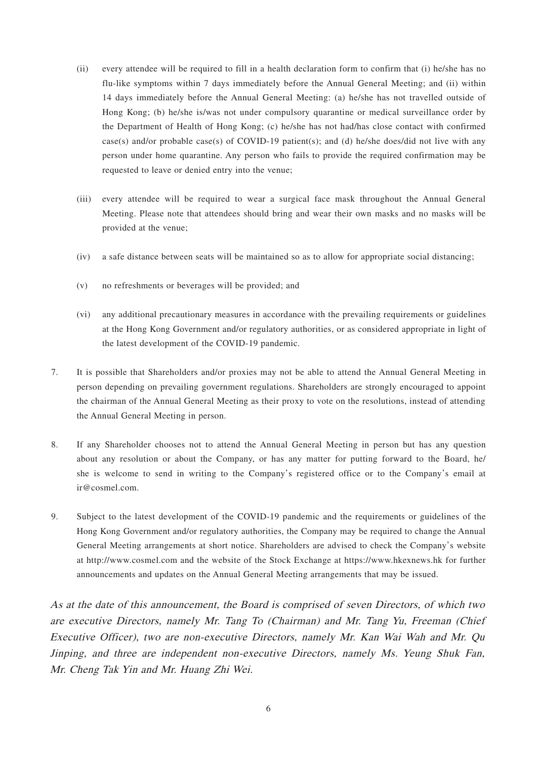(ii) every attendee will be required to fill in a health declaration form to confirm that (i) he/she has no flu-like symptoms within 7 days immediately before the Annual General Meeting; and (ii) within 14 days immediately before the Annual General Meeting: (a) he/she has not travelled outside of Hong Kong; (b) he/she is/was not under compulsory quarantine or medical surveillance order by the Department of Health of Hong Kong; (c) he/she has not had/has close contact with confirmed case(s) and/or probable case(s) of COVID-19 patient(s); and (d) he/she does/did not live with any person under home quarantine. Any person who fails to provide the required confirmation may be requested to leave or denied entry into the venue;

(iii) every attendee will be required to wear a surgical face mask throughout the Annual General Meeting. Please note that attendees should bring and wear their own masks and no masks will be provided at the venue;

(iv) a safe distance between seats will be maintained so as to allow for appropriate social distancing;

(v) no refreshments or beverages will be provided; and

(vi) any additional precautionary measures in accordance with the prevailing requirements or guidelines at the Hong Kong Government and/or regulatory authorities, or as considered appropriate in light of the latest development of the COVID-19 pandemic.

7. It is possible that Shareholders and/or proxies may not be able to attend the Annual General Meeting in person depending on prevailing government regulations. Shareholders are strongly encouraged to appoint the chairman of the Annual General Meeting as their proxy to vote on the resolutions, instead of attending the Annual General Meeting in person.

8. If any Shareholder chooses not to attend the Annual General Meeting in person but has any question about any resolution or about the Company, or has any matter for putting forward to the Board, he/she is welcome to send in writing to the Company's registered office or to the Company's email at ir@cosmel.com.

9. Subject to the latest development of the COVID-19 pandemic and the requirements or guidelines of the Hong Kong Government and/or regulatory authorities, the Company may be required to change the Annual General Meeting arrangements at short notice. Shareholders are advised to check the Company's website at http://www.cosmel.com and the website of the Stock Exchange at https://www.hkexnews.hk for further announcements and updates on the Annual General Meeting arrangements that may be issued.

*As at the date of this announcement, the Board is comprised of seven Directors, of which two are executive Directors, namely Mr. Tang To (Chairman) and Mr. Tang Yu, Freeman (Chief Executive Officer), two are non-executive Directors, namely Mr. Kan Wai Wah and Mr. Qu Jinping, and three are independent non-executive Directors, namely Ms. Yeung Shuk Fan, Mr. Cheng Tak Yin and Mr. Huang Zhi Wei.*